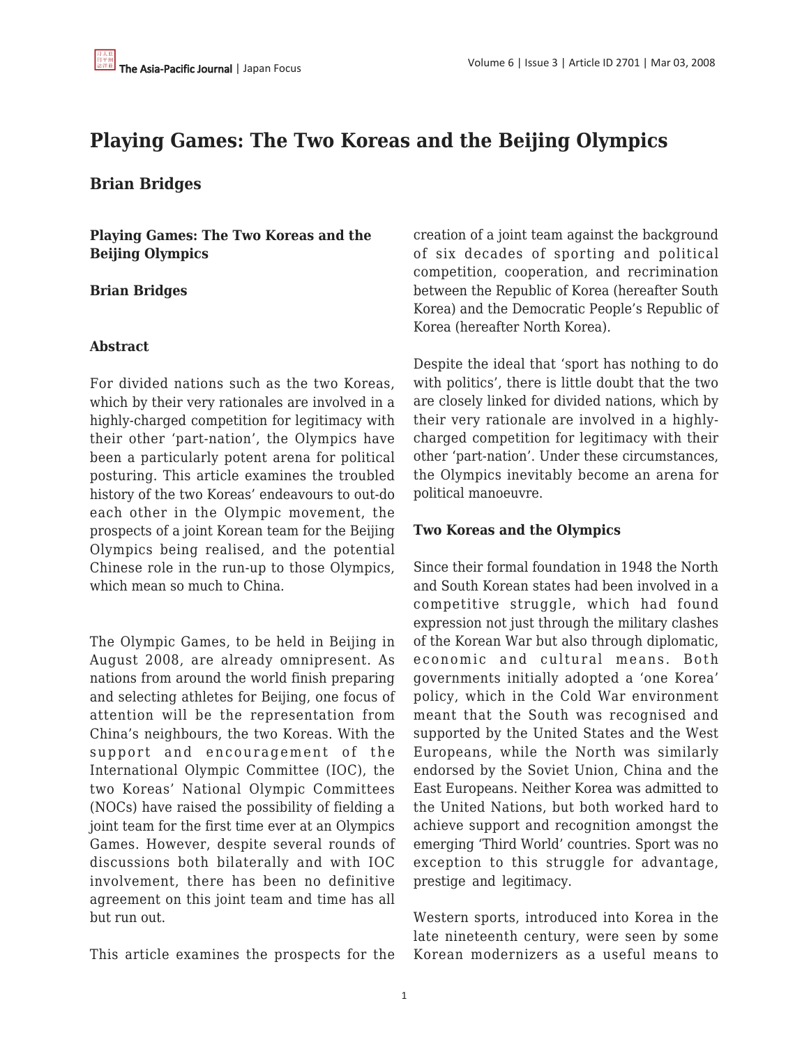# Playing Games: The Two Koreas and the Beijing Olympics

## Brian Bridges

**Playing Games: The Two Koreas and the Beijing Olympics**

**Brian Bridges**

**Abstract**

For divided nations such as the two Koreas, which by their very rationales are involved in a highly-charged competition for legitimacy with their other 'part-nation', the Olympics have been a particularly potent arena for political posturing. This article examines the troubled history of the two Koreas' endeavours to out-do each other in the Olympic movement, the prospects of a joint Korean team for the Beijing Olympics being realised, and the potential Chinese role in the run-up to those Olympics, which mean so much to China.

The Olympic Games, to be held in Beijing in August 2008, are already omnipresent. As nations from around the world finish preparing and selecting athletes for Beijing, one focus of attention will be the representation from China's neighbours, the two Koreas. With the support and encouragement of the International Olympic Committee (IOC), the two Koreas' National Olympic Committees (NOCs) have raised the possibility of fielding a joint team for the first time ever at an Olympics Games. However, despite several rounds of discussions both bilaterally and with IOC involvement, there has been no definitive agreement on this joint team and time has all but run out.

This article examines the prospects for the creation of a joint team against the background of six decades of sporting and political competition, cooperation, and recrimination between the Republic of Korea (hereafter South Korea) and the Democratic People's Republic of Korea (hereafter North Korea).

Despite the ideal that 'sport has nothing to do with politics', there is little doubt that the two are closely linked for divided nations, which by their very rationale are involved in a highly-charged competition for legitimacy with their other 'part-nation'. Under these circumstances, the Olympics inevitably become an arena for political manoeuvre.

**Two Koreas and the Olympics**

Since their formal foundation in 1948 the North and South Korean states had been involved in a competitive struggle, which had found expression not just through the military clashes of the Korean War but also through diplomatic, economic and cultural means. Both governments initially adopted a 'one Korea' policy, which in the Cold War environment meant that the South was recognised and supported by the United States and the West Europeans, while the North was similarly endorsed by the Soviet Union, China and the East Europeans. Neither Korea was admitted to the United Nations, but both worked hard to achieve support and recognition amongst the emerging 'Third World' countries. Sport was no exception to this struggle for advantage, prestige and legitimacy.

Western sports, introduced into Korea in the late nineteenth century, were seen by some Korean modernizers as a useful means to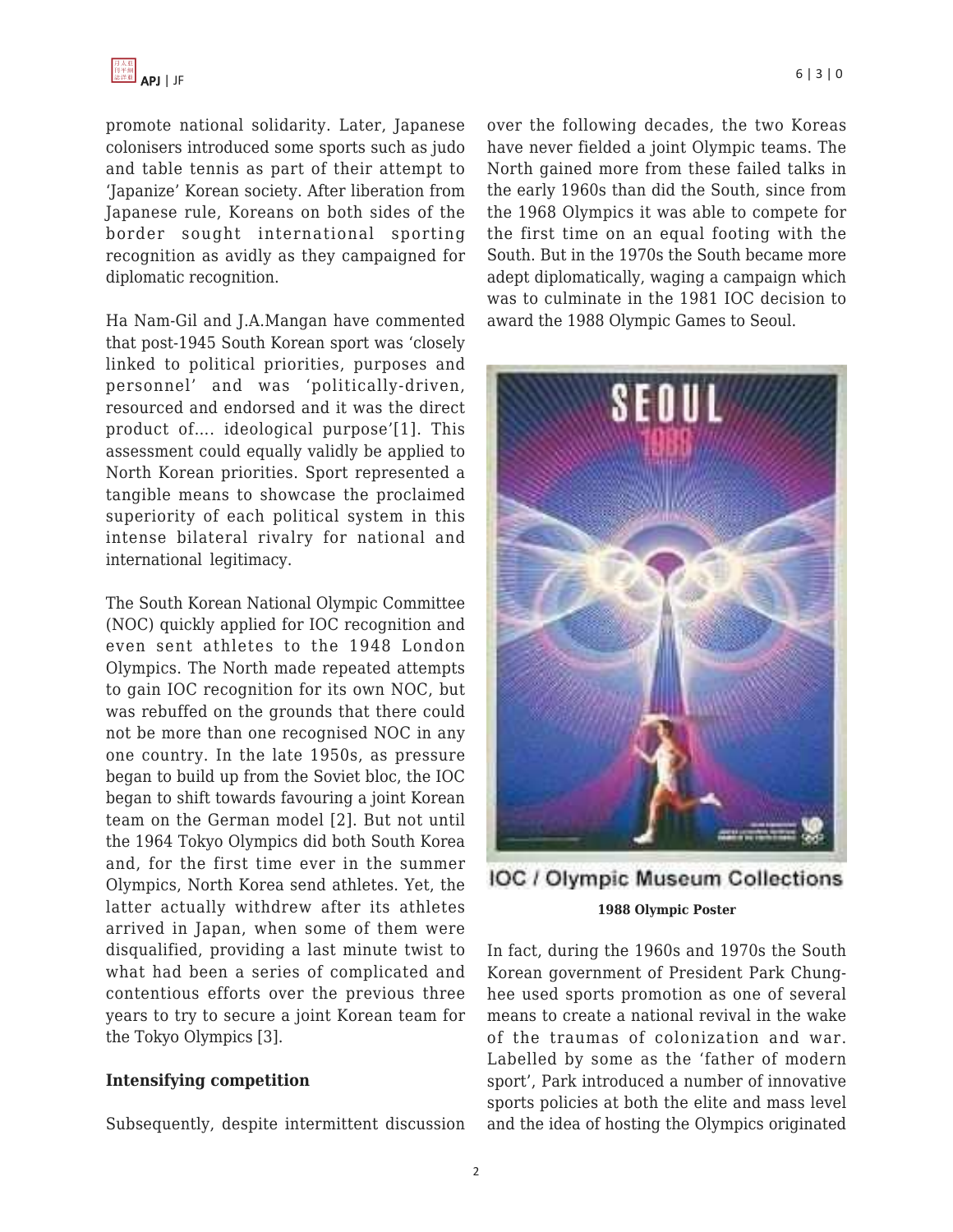promote national solidarity. Later, Japanese colonisers introduced some sports such as judo and table tennis as part of their attempt to 'Japanize' Korean society. After liberation from Japanese rule, Koreans on both sides of the border sought international sporting recognition as avidly as they campaigned for diplomatic recognition.

Ha Nam-Gil and J.A.Mangan have commented that post-1945 South Korean sport was 'closely linked to political priorities, purposes and personnel' and was 'politically-driven, resourced and endorsed and it was the direct product of.... ideological purpose'[1]. This assessment could equally validly be applied to North Korean priorities. Sport represented a tangible means to showcase the proclaimed superiority of each political system in this intense bilateral rivalry for national and international legitimacy.

The South Korean National Olympic Committee (NOC) quickly applied for IOC recognition and even sent athletes to the 1948 London Olympics. The North made repeated attempts to gain IOC recognition for its own NOC, but was rebuffed on the grounds that there could not be more than one recognised NOC in any one country. In the late 1950s, as pressure began to build up from the Soviet bloc, the IOC began to shift towards favouring a joint Korean team on the German model [2]. But not until the 1964 Tokyo Olympics did both South Korea and, for the first time ever in the summer Olympics, North Korea send athletes. Yet, the latter actually withdrew after its athletes arrived in Japan, when some of them were disqualified, providing a last minute twist to what had been a series of complicated and contentious efforts over the previous three years to try to secure a joint Korean team for the Tokyo Olympics [3].

**Intensifying competition**

Subsequently, despite intermittent discussion over the following decades, the two Koreas have never fielded a joint Olympic teams. The North gained more from these failed talks in the early 1960s than did the South, since from the 1968 Olympics it was able to compete for the first time on an equal footing with the South. But in the 1970s the South became more adept diplomatically, waging a campaign which was to culminate in the 1981 IOC decision to award the 1988 Olympic Games to Seoul.

IOC / Olympic Museum Collections

**1988 Olympic Poster**

In fact, during the 1960s and 1970s the South Korean government of President Park Chung-hee used sports promotion as one of several means to create a national revival in the wake of the traumas of colonization and war. Labelled by some as the 'father of modern sport', Park introduced a number of innovative sports policies at both the elite and mass level and the idea of hosting the Olympics originated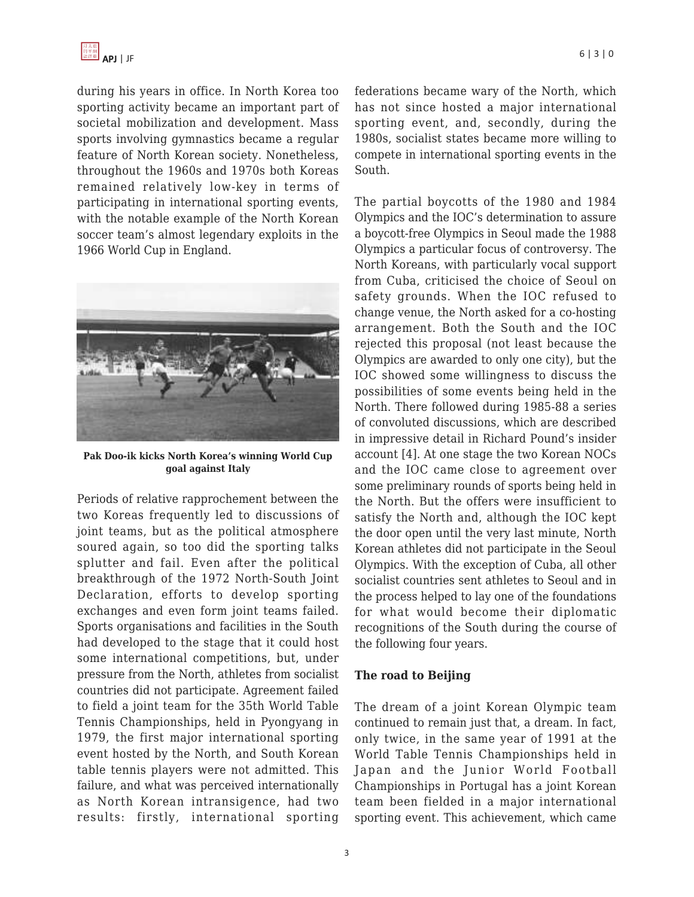during his years in office. In North Korea too sporting activity became an important part of societal mobilization and development. Mass sports involving gymnastics became a regular feature of North Korean society. Nonetheless, throughout the 1960s and 1970s both Koreas remained relatively low-key in terms of participating in international sporting events, with the notable example of the North Korean soccer team's almost legendary exploits in the 1966 World Cup in England.

**Pak Doo-ik kicks North Korea's winning World Cup goal against Italy**

Periods of relative rapprochement between the two Koreas frequently led to discussions of joint teams, but as the political atmosphere soured again, so too did the sporting talks splutter and fail. Even after the political breakthrough of the 1972 North-South Joint Declaration, efforts to develop sporting exchanges and even form joint teams failed. Sports organisations and facilities in the South had developed to the stage that it could host some international competitions, but, under pressure from the North, athletes from socialist countries did not participate. Agreement failed to field a joint team for the 35th World Table Tennis Championships, held in Pyongyang in 1979, the first major international sporting event hosted by the North, and South Korean table tennis players were not admitted. This failure, and what was perceived internationally as North Korean intransigence, had two results: firstly, international sporting federations became wary of the North, which has not since hosted a major international sporting event, and, secondly, during the 1980s, socialist states became more willing to compete in international sporting events in the South.

The partial boycotts of the 1980 and 1984 Olympics and the IOC's determination to assure a boycott-free Olympics in Seoul made the 1988 Olympics a particular focus of controversy. The North Koreans, with particularly vocal support from Cuba, criticised the choice of Seoul on safety grounds. When the IOC refused to change venue, the North asked for a co-hosting arrangement. Both the South and the IOC rejected this proposal (not least because the Olympics are awarded to only one city), but the IOC showed some willingness to discuss the possibilities of some events being held in the North. There followed during 1985-88 a series of convoluted discussions, which are described in impressive detail in Richard Pound's insider account [4]. At one stage the two Korean NOCs and the IOC came close to agreement over some preliminary rounds of sports being held in the North. But the offers were insufficient to satisfy the North and, although the IOC kept the door open until the very last minute, North Korean athletes did not participate in the Seoul Olympics. With the exception of Cuba, all other socialist countries sent athletes to Seoul and in the process helped to lay one of the foundations for what would become their diplomatic recognitions of the South during the course of the following four years.

**The road to Beijing**

The dream of a joint Korean Olympic team continued to remain just that, a dream. In fact, only twice, in the same year of 1991 at the World Table Tennis Championships held in Japan and the Junior World Football Championships in Portugal has a joint Korean team been fielded in a major international sporting event. This achievement, which came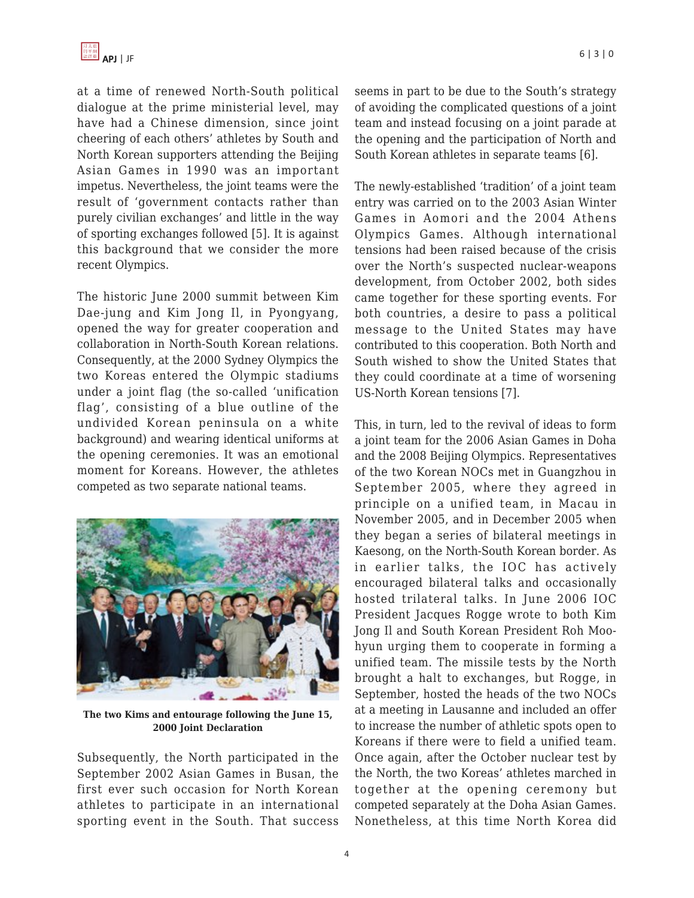at a time of renewed North-South political dialogue at the prime ministerial level, may have had a Chinese dimension, since joint cheering of each others' athletes by South and North Korean supporters attending the Beijing Asian Games in 1990 was an important impetus. Nevertheless, the joint teams were the result of 'government contacts rather than purely civilian exchanges' and little in the way of sporting exchanges followed [5]. It is against this background that we consider the more recent Olympics.

The historic June 2000 summit between Kim Dae-jung and Kim Jong Il, in Pyongyang, opened the way for greater cooperation and collaboration in North-South Korean relations. Consequently, at the 2000 Sydney Olympics the two Koreas entered the Olympic stadiums under a joint flag (the so-called 'unification flag', consisting of a blue outline of the undivided Korean peninsula on a white background) and wearing identical uniforms at the opening ceremonies. It was an emotional moment for Koreans. However, the athletes competed as two separate national teams.

**The two Kims and entourage following the June 15, 2000 Joint Declaration**

Subsequently, the North participated in the September 2002 Asian Games in Busan, the first ever such occasion for North Korean athletes to participate in an international sporting event in the South. That success seems in part to be due to the South's strategy of avoiding the complicated questions of a joint team and instead focusing on a joint parade at the opening and the participation of North and South Korean athletes in separate teams [6].

The newly-established 'tradition' of a joint team entry was carried on to the 2003 Asian Winter Games in Aomori and the 2004 Athens Olympics Games. Although international tensions had been raised because of the crisis over the North's suspected nuclear-weapons development, from October 2002, both sides came together for these sporting events. For both countries, a desire to pass a political message to the United States may have contributed to this cooperation. Both North and South wished to show the United States that they could coordinate at a time of worsening US-North Korean tensions [7].

This, in turn, led to the revival of ideas to form a joint team for the 2006 Asian Games in Doha and the 2008 Beijing Olympics. Representatives of the two Korean NOCs met in Guangzhou in September 2005, where they agreed in principle on a unified team, in Macau in November 2005, and in December 2005 when they began a series of bilateral meetings in Kaesong, on the North-South Korean border. As in earlier talks, the IOC has actively encouraged bilateral talks and occasionally hosted trilateral talks. In June 2006 IOC President Jacques Rogge wrote to both Kim Jong Il and South Korean President Roh Moo-hyun urging them to cooperate in forming a unified team. The missile tests by the North brought a halt to exchanges, but Rogge, in September, hosted the heads of the two NOCs at a meeting in Lausanne and included an offer to increase the number of athletic spots open to Koreans if there were to field a unified team. Once again, after the October nuclear test by the North, the two Koreas' athletes marched in together at the opening ceremony but competed separately at the Doha Asian Games. Nonetheless, at this time North Korea did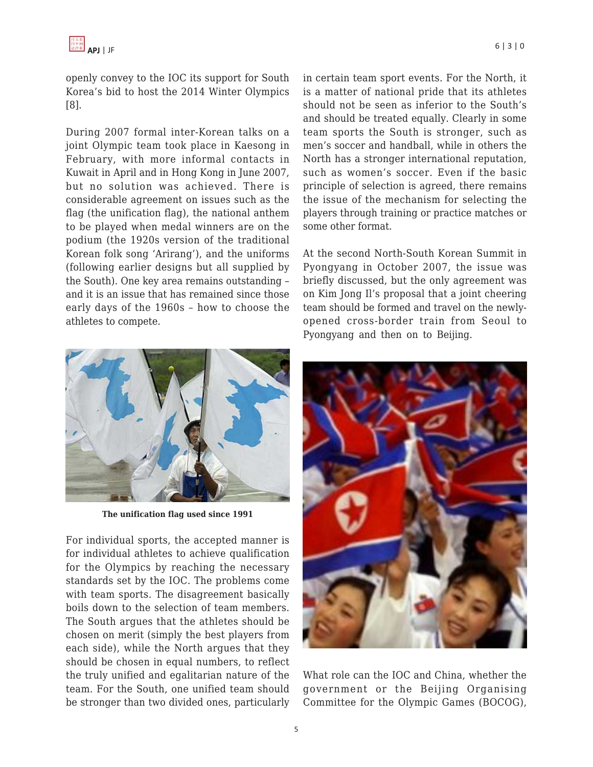openly convey to the IOC its support for South Korea's bid to host the 2014 Winter Olympics [8].

During 2007 formal inter-Korean talks on a joint Olympic team took place in Kaesong in February, with more informal contacts in Kuwait in April and in Hong Kong in June 2007, but no solution was achieved. There is considerable agreement on issues such as the flag (the unification flag), the national anthem to be played when medal winners are on the podium (the 1920s version of the traditional Korean folk song 'Arirang'), and the uniforms (following earlier designs but all supplied by the South). One key area remains outstanding – and it is an issue that has remained since those early days of the 1960s – how to choose the athletes to compete.

**The unification flag used since 1991**

For individual sports, the accepted manner is for individual athletes to achieve qualification for the Olympics by reaching the necessary standards set by the IOC. The problems come with team sports. The disagreement basically boils down to the selection of team members. The South argues that the athletes should be chosen on merit (simply the best players from each side), while the North argues that they should be chosen in equal numbers, to reflect the truly unified and egalitarian nature of the team. For the South, one unified team should be stronger than two divided ones, particularly in certain team sport events. For the North, it is a matter of national pride that its athletes should not be seen as inferior to the South's and should be treated equally. Clearly in some team sports the South is stronger, such as men's soccer and handball, while in others the North has a stronger international reputation, such as women's soccer. Even if the basic principle of selection is agreed, there remains the issue of the mechanism for selecting the players through training or practice matches or some other format.

At the second North-South Korean Summit in Pyongyang in October 2007, the issue was briefly discussed, but the only agreement was on Kim Jong Il's proposal that a joint cheering team should be formed and travel on the newly-opened cross-border train from Seoul to Pyongyang and then on to Beijing.

What role can the IOC and China, whether the government or the Beijing Organising Committee for the Olympic Games (BOCOG),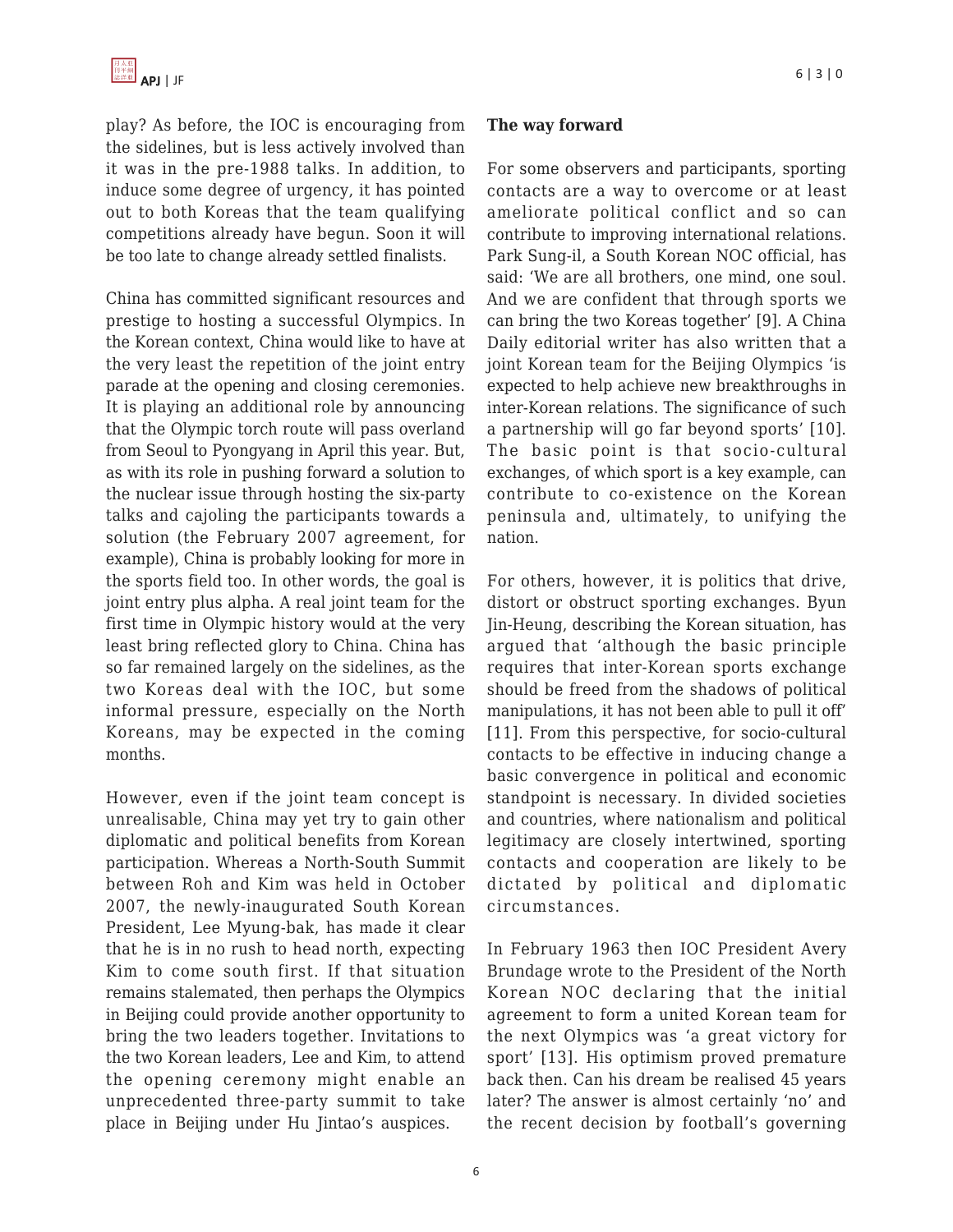play? As before, the IOC is encouraging from the sidelines, but is less actively involved than it was in the pre-1988 talks. In addition, to induce some degree of urgency, it has pointed out to both Koreas that the team qualifying competitions already have begun. Soon it will be too late to change already settled finalists.

China has committed significant resources and prestige to hosting a successful Olympics. In the Korean context, China would like to have at the very least the repetition of the joint entry parade at the opening and closing ceremonies. It is playing an additional role by announcing that the Olympic torch route will pass overland from Seoul to Pyongyang in April this year. But, as with its role in pushing forward a solution to the nuclear issue through hosting the six-party talks and cajoling the participants towards a solution (the February 2007 agreement, for example), China is probably looking for more in the sports field too. In other words, the goal is joint entry plus alpha. A real joint team for the first time in Olympic history would at the very least bring reflected glory to China. China has so far remained largely on the sidelines, as the two Koreas deal with the IOC, but some informal pressure, especially on the North Koreans, may be expected in the coming months.

However, even if the joint team concept is unrealisable, China may yet try to gain other diplomatic and political benefits from Korean participation. Whereas a North-South Summit between Roh and Kim was held in October 2007, the newly-inaugurated South Korean President, Lee Myung-bak, has made it clear that he is in no rush to head north, expecting Kim to come south first. If that situation remains stalemated, then perhaps the Olympics in Beijing could provide another opportunity to bring the two leaders together. Invitations to the two Korean leaders, Lee and Kim, to attend the opening ceremony might enable an unprecedented three-party summit to take place in Beijing under Hu Jintao's auspices.

**The way forward**

For some observers and participants, sporting contacts are a way to overcome or at least ameliorate political conflict and so can contribute to improving international relations. Park Sung-il, a South Korean NOC official, has said: 'We are all brothers, one mind, one soul. And we are confident that through sports we can bring the two Koreas together' [9]. A China Daily editorial writer has also written that a joint Korean team for the Beijing Olympics 'is expected to help achieve new breakthroughs in inter-Korean relations. The significance of such a partnership will go far beyond sports' [10]. The basic point is that socio-cultural exchanges, of which sport is a key example, can contribute to co-existence on the Korean peninsula and, ultimately, to unifying the nation.

For others, however, it is politics that drive, distort or obstruct sporting exchanges. Byun Jin-Heung, describing the Korean situation, has argued that 'although the basic principle requires that inter-Korean sports exchange should be freed from the shadows of political manipulations, it has not been able to pull it off' [11]. From this perspective, for socio-cultural contacts to be effective in inducing change a basic convergence in political and economic standpoint is necessary. In divided societies and countries, where nationalism and political legitimacy are closely intertwined, sporting contacts and cooperation are likely to be dictated by political and diplomatic circumstances.

In February 1963 then IOC President Avery Brundage wrote to the President of the North Korean NOC declaring that the initial agreement to form a united Korean team for the next Olympics was 'a great victory for sport' [13]. His optimism proved premature back then. Can his dream be realised 45 years later? The answer is almost certainly 'no' and the recent decision by football's governing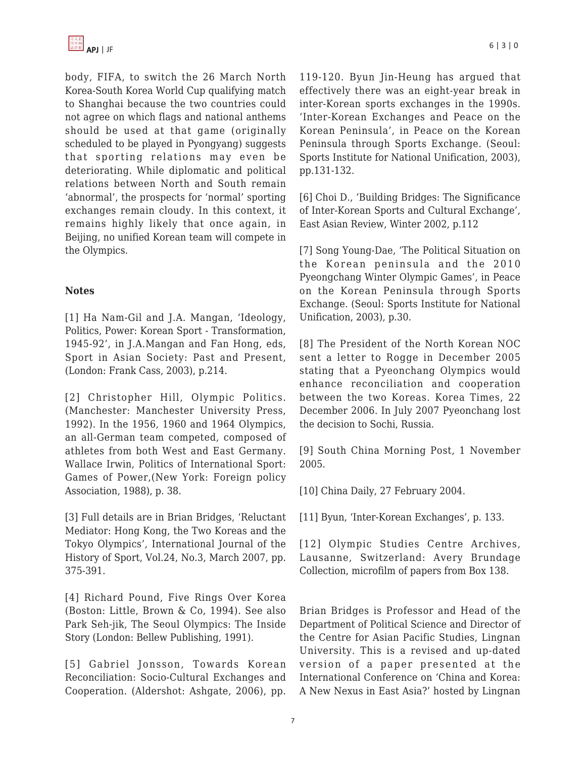body, FIFA, to switch the 26 March North Korea-South Korea World Cup qualifying match to Shanghai because the two countries could not agree on which flags and national anthems should be used at that game (originally scheduled to be played in Pyongyang) suggests that sporting relations may even be deteriorating. While diplomatic and political relations between North and South remain 'abnormal', the prospects for 'normal' sporting exchanges remain cloudy. In this context, it remains highly likely that once again, in Beijing, no unified Korean team will compete in the Olympics.

**Notes**

[1] Ha Nam-Gil and J.A. Mangan, 'Ideology, Politics, Power: Korean Sport - Transformation, 1945-92', in J.A.Mangan and Fan Hong, eds, Sport in Asian Society: Past and Present, (London: Frank Cass, 2003), p.214.

[2] Christopher Hill, Olympic Politics. (Manchester: Manchester University Press, 1992). In the 1956, 1960 and 1964 Olympics, an all-German team competed, composed of athletes from both West and East Germany. Wallace Irwin, Politics of International Sport: Games of Power,(New York: Foreign policy Association, 1988), p. 38.

[3] Full details are in Brian Bridges, 'Reluctant Mediator: Hong Kong, the Two Koreas and the Tokyo Olympics', International Journal of the History of Sport, Vol.24, No.3, March 2007, pp. 375-391.

[4] Richard Pound, Five Rings Over Korea (Boston: Little, Brown & Co, 1994). See also Park Seh-jik, The Seoul Olympics: The Inside Story (London: Bellew Publishing, 1991).

[5] Gabriel Jonsson, Towards Korean Reconciliation: Socio-Cultural Exchanges and Cooperation. (Aldershot: Ashgate, 2006), pp. 119-120. Byun Jin-Heung has argued that effectively there was an eight-year break in inter-Korean sports exchanges in the 1990s. 'Inter-Korean Exchanges and Peace on the Korean Peninsula', in Peace on the Korean Peninsula through Sports Exchange. (Seoul: Sports Institute for National Unification, 2003), pp.131-132.

[6] Choi D., 'Building Bridges: The Significance of Inter-Korean Sports and Cultural Exchange', East Asian Review, Winter 2002, p.112

[7] Song Young-Dae, 'The Political Situation on the Korean peninsula and the 2010 Pyeongchang Winter Olympic Games', in Peace on the Korean Peninsula through Sports Exchange. (Seoul: Sports Institute for National Unification, 2003), p.30.

[8] The President of the North Korean NOC sent a letter to Rogge in December 2005 stating that a Pyeonchang Olympics would enhance reconciliation and cooperation between the two Koreas. Korea Times, 22 December 2006. In July 2007 Pyeonchang lost the decision to Sochi, Russia.

[9] South China Morning Post, 1 November 2005.

[10] China Daily, 27 February 2004.

[11] Byun, 'Inter-Korean Exchanges', p. 133.

[12] Olympic Studies Centre Archives, Lausanne, Switzerland: Avery Brundage Collection, microfilm of papers from Box 138.

Brian Bridges is Professor and Head of the Department of Political Science and Director of the Centre for Asian Pacific Studies, Lingnan University. This is a revised and up-dated version of a paper presented at the International Conference on 'China and Korea: A New Nexus in East Asia?' hosted by Lingnan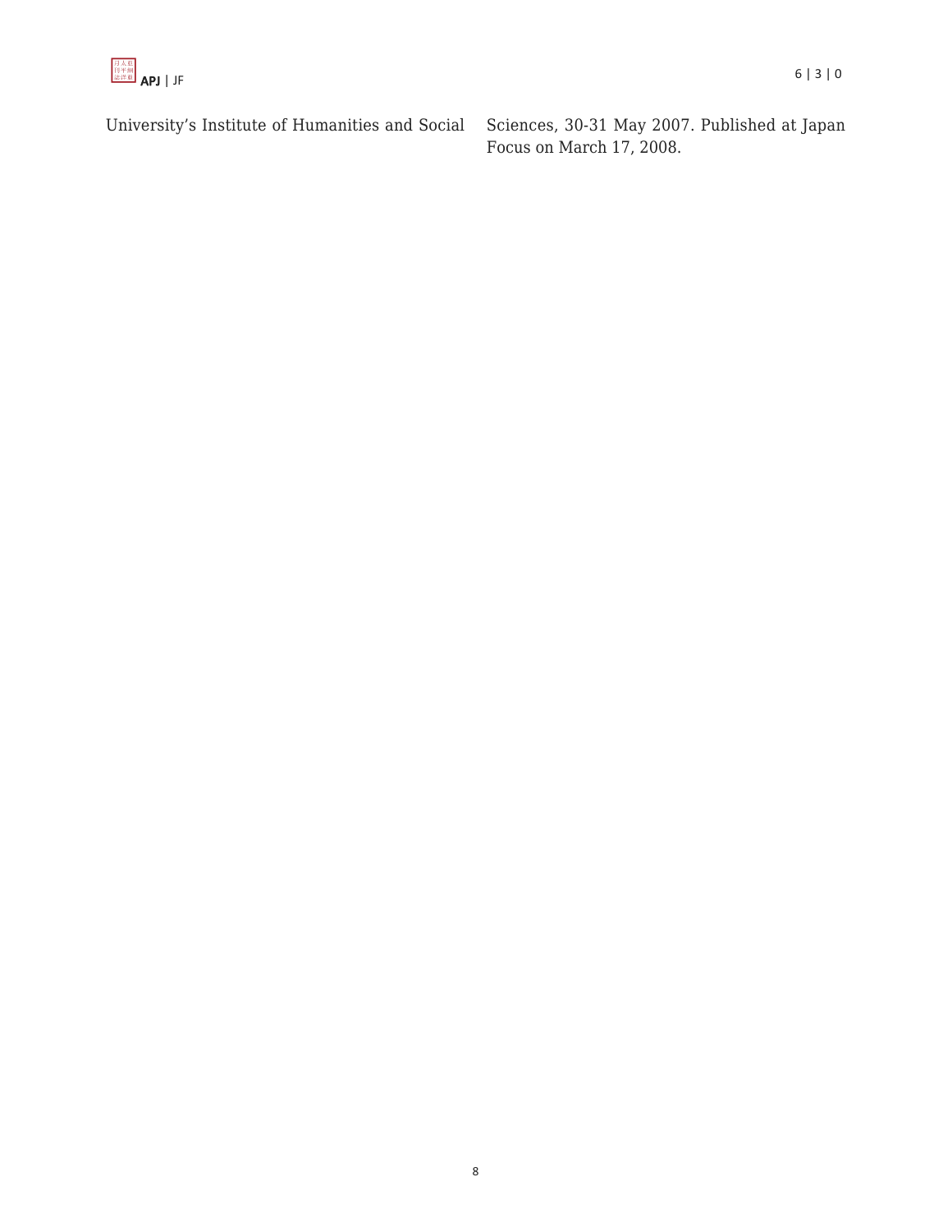University's Institute of Humanities and Social Sciences, 30-31 May 2007. Published at Japan Focus on March 17, 2008.